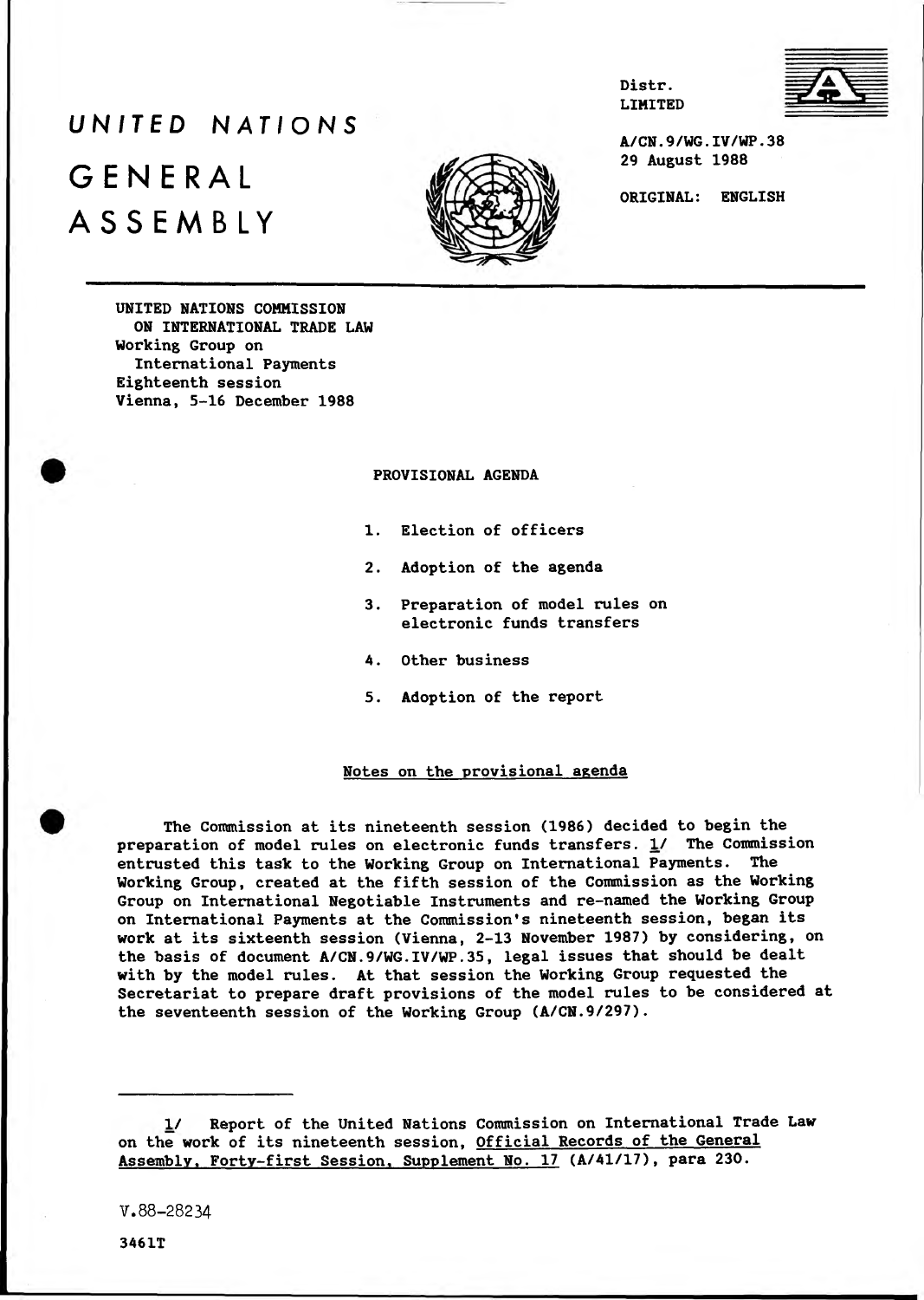# UNITED NATIONS

# GENERAL ASSEMBLY

Distr.
LIMITED

A/CN.9/WG.IV/WP.38
29 August 1988

ORIGINAL: ENGLISH

UNITED NATIONS COMMISSION ON INTERNATIONAL TRADE LAW
Working Group on International Payments
Eighteenth session
Vienna, 5-16 December 1988

## PROVISIONAL AGENDA

1. Election of officers
2. Adoption of the agenda
3. Preparation of model rules on electronic funds transfers
4. Other business
5. Adoption of the report

## Notes on the provisional agenda

The Commission at its nineteenth session (1986) decided to begin the preparation of model rules on electronic funds transfers. 1/ The Commission entrusted this task to the Working Group on International Payments. The Working Group, created at the fifth session of the Commission as the Working Group on International Negotiable Instruments and re-named the Working Group on International Payments at the Commission's nineteenth session, began its work at its sixteenth session (Vienna, 2-13 November 1987) by considering, on the basis of document A/CN.9/WG.IV/WP.35, legal issues that should be dealt with by the model rules. At that session the Working Group requested the Secretariat to prepare draft provisions of the model rules to be considered at the seventeenth session of the Working Group (A/CN.9/297).

---

1/ Report of the United Nations Commission on International Trade Law on the work of its nineteenth session, Official Records of the General Assembly, Forty-first Session, Supplement No. 17 (A/41/17), para 230.

V.88-28234

3461T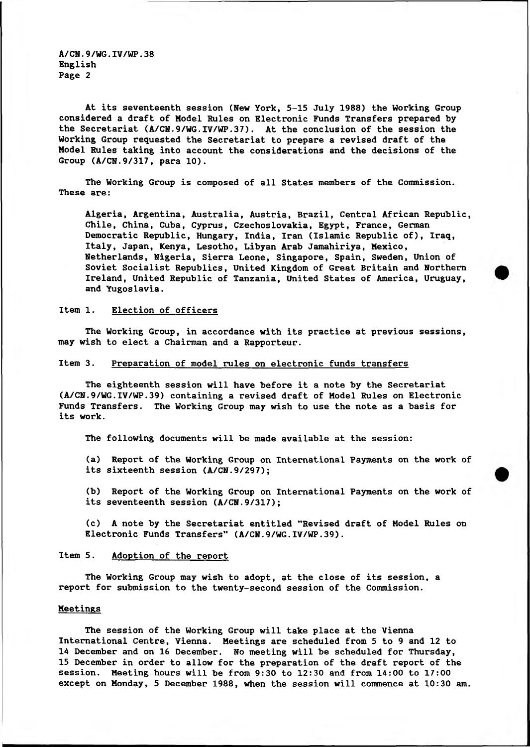At its seventeenth session (New York, 5-15 July 1988) the Working Group considered a draft of Model Rules on Electronic Funds Transfers prepared by the Secretariat (A/CN.9/WG.IV/WP.37). At the conclusion of the session the Working Group requested the Secretariat to prepare a revised draft of the Model Rules taking into account the considerations and the decisions of the Group (A/CN.9/317, para 10).

The Working Group is composed of all States members of the Commission. These are:

Algeria, Argentina, Australia, Austria, Brazil, Central African Republic, Chile, China, Cuba, Cyprus, Czechoslovakia, Egypt, France, German Democratic Republic, Hungary, India, Iran (Islamic Republic of), Iraq, Italy, Japan, Kenya, Lesotho, Libyan Arab Jamahiriya, Mexico, Netherlands, Nigeria, Sierra Leone, Singapore, Spain, Sweden, Union of Soviet Socialist Republics, United Kingdom of Great Britain and Northern Ireland, United Republic of Tanzania, United States of America, Uruguay, and Yugoslavia.

## Item 1. Election of officers

The Working Group, in accordance with its practice at previous sessions, may wish to elect a Chairman and a Rapporteur.

## Item 3. Preparation of model rules on electronic funds transfers

The eighteenth session will have before it a note by the Secretariat (A/CN.9/WG.IV/WP.39) containing a revised draft of Model Rules on Electronic Funds Transfers. The Working Group may wish to use the note as a basis for its work.

The following documents will be made available at the session:

(a) Report of the Working Group on International Payments on the work of its sixteenth session (A/CN.9/297);

(b) Report of the Working Group on International Payments on the work of its seventeenth session (A/CN.9/317);

(c) A note by the Secretariat entitled "Revised draft of Model Rules on Electronic Funds Transfers" (A/CN.9/WG.IV/WP.39).

## Item 5. Adoption of the report

The Working Group may wish to adopt, at the close of its session, a report for submission to the twenty-second session of the Commission.

## Meetings

The session of the Working Group will take place at the Vienna International Centre, Vienna. Meetings are scheduled from 5 to 9 and 12 to 14 December and on 16 December. No meeting will be scheduled for Thursday, 15 December in order to allow for the preparation of the draft report of the session. Meeting hours will be from 9:30 to 12:30 and from 14:00 to 17:00 except on Monday, 5 December 1988, when the session will commence at 10:30 am.